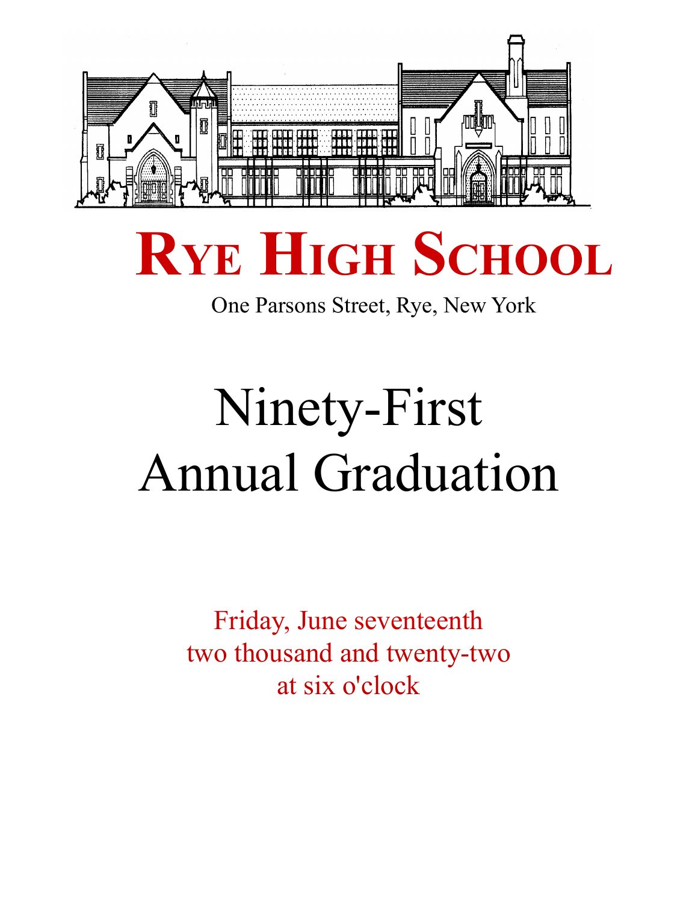# Rye High School

One Parsons Street, Rye, New York

# Ninety-First Annual Graduation

Friday, June seventeenth
two thousand and twenty-two
at six o'clock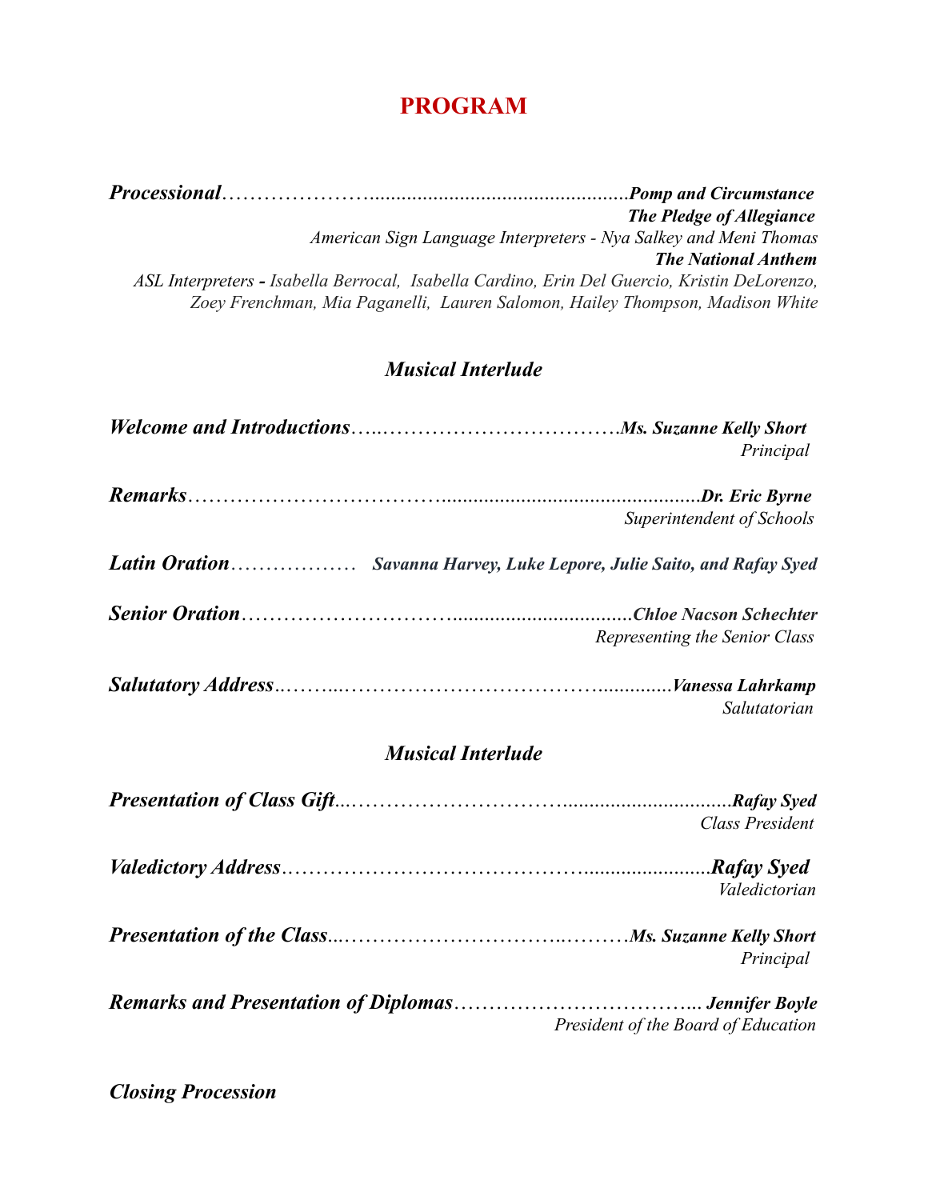# PROGRAM

***Processional*……………………...............................................*Pomp and Circumstance***

***The Pledge of Allegiance***

*American Sign Language Interpreters - Nya Salkey and Meni Thomas*

***The National Anthem***

*ASL Interpreters* **-** *Isabella Berrocal, Isabella Cardino, Erin Del Guercio, Kristin DeLorenzo, Zoey Frenchman, Mia Paganelli, Lauren Salomon, Hailey Thompson, Madison White*

### *Musical Interlude*

***Welcome and Introductions*…..……………………………..*Ms. Suzanne Kelly Short***
*Principal*

***Remarks*………………………………...............................................*Dr. Eric Byrne***
*Superintendent of Schools*

***Latin Oration*……………… *Savanna Harvey, Luke Lepore, Julie Saito, and Rafay Syed***

***Senior Oration*…………………………..................................*Chloe Nacson Schechter***
*Representing the Senior Class*

***Salutatory Address*.……...……………………………….............*Vanessa Lahrkamp***
*Salutatorian*

### *Musical Interlude*

***Presentation of Class Gift*..…………………………...............................*Rafay Syed***
*Class President*

***Valedictory Address*…………………………………….......................*Rafay Syed***
*Valedictorian*

***Presentation of the Class*..………………………..………*Ms. Suzanne Kelly Short***
*Principal*

***Remarks and Presentation of Diplomas*……………………………... *Jennifer Boyle***
*President of the Board of Education*

***Closing Procession***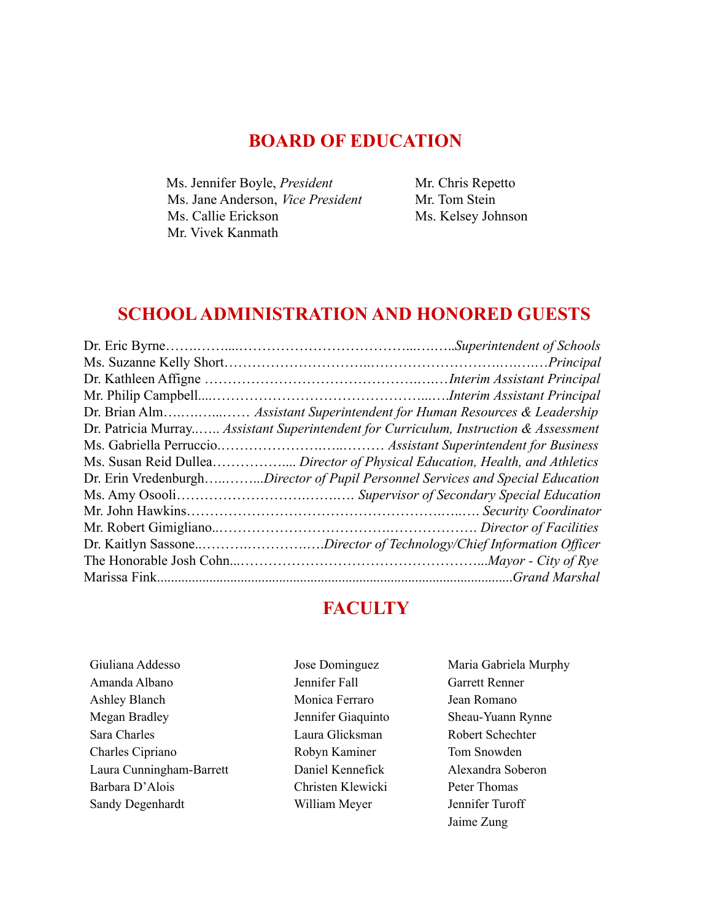## BOARD OF EDUCATION

Ms. Jennifer Boyle, *President*
Ms. Jane Anderson, *Vice President*
Ms. Callie Erickson
Mr. Vivek Kanmath
Mr. Chris Repetto
Mr. Tom Stein
Ms. Kelsey Johnson

## SCHOOL ADMINISTRATION AND HONORED GUESTS

Dr. Eric Byrne……..……....……………………………….....……..*Superintendent of Schools*
Ms. Suzanne Kelly Short……………………………..…………………….….….….…*Principal*
Dr. Kathleen Affigne ……………………………………….…..…*Interim Assistant Principal*
Mr. Philip Campbell....……………………………………….....….*Interim Assistant Principal*
Dr. Brian Alm…..……....…… *Assistant Superintendent for Human Resources & Leadership*
Dr. Patricia Murray..….. *Assistant Superintendent for Curriculum, Instruction & Assessment*
Ms. Gabriella Perruccio.………………….…..……… *Assistant Superintendent for Business*
Ms. Susan Reid Dullea…………….... *Director of Physical Education, Health, and Athletics*
Dr. Erin Vredenburgh…...……...*Director of Pupil Personnel Services and Special Education*
Ms. Amy Osooli………………………….…….…. *Supervisor of Secondary Special Education*
Mr. John Hawkins……………………………………………….…..…. *Security Coordinator*
Mr. Robert Gimigliano..…………………………….………………. *Director of Facilities*
Dr. Kaitlyn Sassone..……….……………..….*Director of Technology/Chief Information Officer*
The Honorable Josh Cohn...……………………………………………...*Mayor - City of Rye*
Marissa Fink....................................................................................................*Grand Marshal*

## FACULTY

Giuliana Addesso
Amanda Albano
Ashley Blanch
Megan Bradley
Sara Charles
Charles Cipriano
Laura Cunningham-Barrett
Barbara D'Alois
Sandy Degenhardt
Jose Dominguez
Jennifer Fall
Monica Ferraro
Jennifer Giaquinto
Laura Glicksman
Robyn Kaminer
Daniel Kennefick
Christen Klewicki
William Meyer
Maria Gabriela Murphy
Garrett Renner
Jean Romano
Sheau-Yuann Rynne
Robert Schechter
Tom Snowden
Alexandra Soberon
Peter Thomas
Jennifer Turoff
Jaime Zung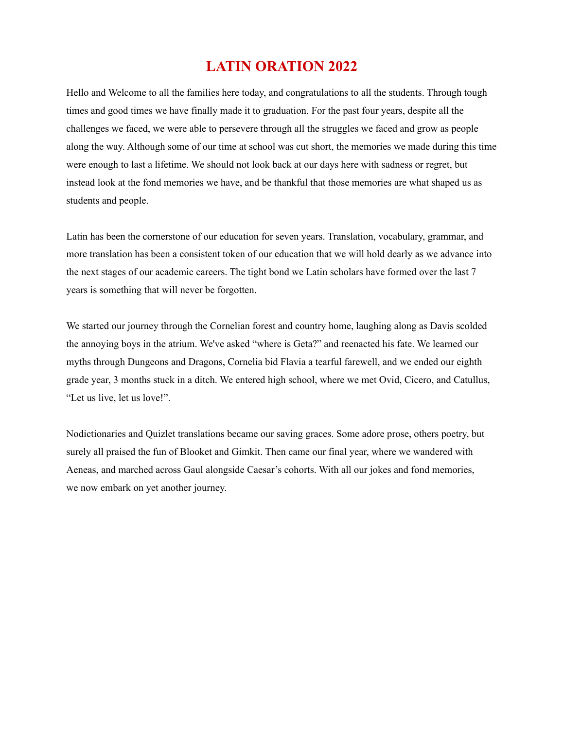# LATIN ORATION 2022

Hello and Welcome to all the families here today, and congratulations to all the students. Through tough times and good times we have finally made it to graduation. For the past four years, despite all the challenges we faced, we were able to persevere through all the struggles we faced and grow as people along the way. Although some of our time at school was cut short, the memories we made during this time were enough to last a lifetime. We should not look back at our days here with sadness or regret, but instead look at the fond memories we have, and be thankful that those memories are what shaped us as students and people.

Latin has been the cornerstone of our education for seven years. Translation, vocabulary, grammar, and more translation has been a consistent token of our education that we will hold dearly as we advance into the next stages of our academic careers. The tight bond we Latin scholars have formed over the last 7 years is something that will never be forgotten.

We started our journey through the Cornelian forest and country home, laughing along as Davis scolded the annoying boys in the atrium. We've asked "where is Geta?" and reenacted his fate. We learned our myths through Dungeons and Dragons, Cornelia bid Flavia a tearful farewell, and we ended our eighth grade year, 3 months stuck in a ditch. We entered high school, where we met Ovid, Cicero, and Catullus, "Let us live, let us love!".

Nodictionaries and Quizlet translations became our saving graces. Some adore prose, others poetry, but surely all praised the fun of Blooket and Gimkit. Then came our final year, where we wandered with Aeneas, and marched across Gaul alongside Caesar's cohorts. With all our jokes and fond memories, we now embark on yet another journey.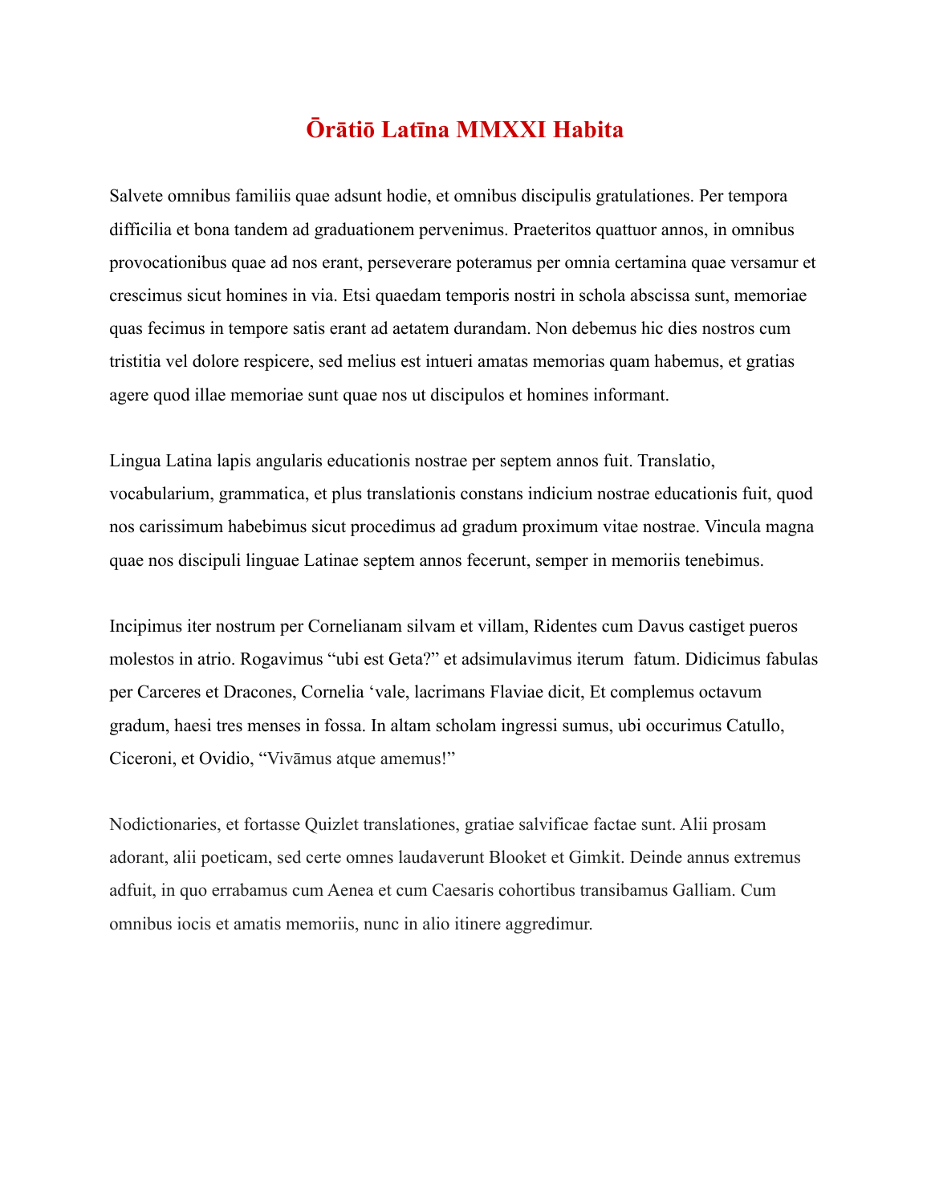# Ōrātiō Latīna MMXXI Habita

Salvete omnibus familiis quae adsunt hodie, et omnibus discipulis gratulationes. Per tempora difficilia et bona tandem ad graduationem pervenimus. Praeteritos quattuor annos, in omnibus provocationibus quae ad nos erant, perseverare poteramus per omnia certamina quae versamur et crescimus sicut homines in via. Etsi quaedam temporis nostri in schola abscissa sunt, memoriae quas fecimus in tempore satis erant ad aetatem durandam. Non debemus hic dies nostros cum tristitia vel dolore respicere, sed melius est intueri amatas memorias quam habemus, et gratias agere quod illae memoriae sunt quae nos ut discipulos et homines informant.

Lingua Latina lapis angularis educationis nostrae per septem annos fuit. Translatio, vocabularium, grammatica, et plus translationis constans indicium nostrae educationis fuit, quod nos carissimum habebimus sicut procedimus ad gradum proximum vitae nostrae. Vincula magna quae nos discipuli linguae Latinae septem annos fecerunt, semper in memoriis tenebimus.

Incipimus iter nostrum per Cornelianam silvam et villam, Ridentes cum Davus castiget pueros molestos in atrio. Rogavimus "ubi est Geta?" et adsimulavimus iterum fatum. Didicimus fabulas per Carceres et Dracones, Cornelia 'vale, lacrimans Flaviae dicit, Et complemus octavum gradum, haesi tres menses in fossa. In altam scholam ingressi sumus, ubi occurimus Catullo, Ciceroni, et Ovidio, "Vivāmus atque amemus!"

Nodictionaries, et fortasse Quizlet translationes, gratiae salvificae factae sunt. Alii prosam adorant, alii poeticam, sed certe omnes laudaverunt Blooket et Gimkit. Deinde annus extremus adfuit, in quo errabamus cum Aenea et cum Caesaris cohortibus transibamus Galliam. Cum omnibus iocis et amatis memoriis, nunc in alio itinere aggredimur.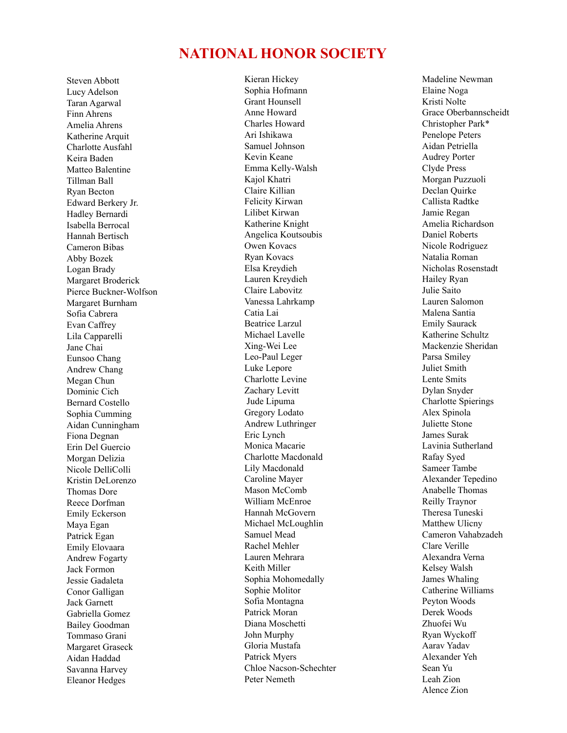# NATIONAL HONOR SOCIETY

Steven Abbott
Lucy Adelson
Taran Agarwal
Finn Ahrens
Amelia Ahrens
Katherine Arquit
Charlotte Ausfahl
Keira Baden
Matteo Balentine
Tillman Ball
Ryan Becton
Edward Berkery Jr.
Hadley Bernardi
Isabella Berrocal
Hannah Bertisch
Cameron Bibas
Abby Bozek
Logan Brady
Margaret Broderick
Pierce Buckner-Wolfson
Margaret Burnham
Sofia Cabrera
Evan Caffrey
Lila Capparelli
Jane Chai
Eunsoo Chang
Andrew Chang
Megan Chun
Dominic Cich
Bernard Costello
Sophia Cumming
Aidan Cunningham
Fiona Degnan
Erin Del Guercio
Morgan Delizia
Nicole DelliColli
Kristin DeLorenzo
Thomas Dore
Reece Dorfman
Emily Eckerson
Maya Egan
Patrick Egan
Emily Elovaara
Andrew Fogarty
Jack Formon
Jessie Gadaleta
Conor Galligan
Jack Garnett
Gabriella Gomez
Bailey Goodman
Tommaso Grani
Margaret Graseck
Aidan Haddad
Savanna Harvey
Eleanor Hedges
Kieran Hickey
Sophia Hofmann
Grant Hounsell
Anne Howard
Charles Howard
Ari Ishikawa
Samuel Johnson
Kevin Keane
Emma Kelly-Walsh
Kajol Khatri
Claire Killian
Felicity Kirwan
Lilibet Kirwan
Katherine Knight
Angelica Koutsoubis
Owen Kovacs
Ryan Kovacs
Elsa Kreydieh
Lauren Kreydieh
Claire Labovitz
Vanessa Lahrkamp
Catia Lai
Beatrice Larzul
Michael Lavelle
Xing-Wei Lee
Leo-Paul Leger
Luke Lepore
Charlotte Levine
Zachary Levitt
Jude Lipuma
Gregory Lodato
Andrew Luthringer
Eric Lynch
Monica Macarie
Charlotte Macdonald
Lily Macdonald
Caroline Mayer
Mason McComb
William McEnroe
Hannah McGovern
Michael McLoughlin
Samuel Mead
Rachel Mehler
Lauren Mehrara
Keith Miller
Sophia Mohomedally
Sophie Molitor
Sofia Montagna
Patrick Moran
Diana Moschetti
John Murphy
Gloria Mustafa
Patrick Myers
Chloe Nacson-Schechter
Peter Nemeth
Madeline Newman
Elaine Noga
Kristi Nolte
Grace Oberbannscheidt
Christopher Park*
Penelope Peters
Aidan Petriella
Audrey Porter
Clyde Press
Morgan Puzzuoli
Declan Quirke
Callista Radtke
Jamie Regan
Amelia Richardson
Daniel Roberts
Nicole Rodriguez
Natalia Roman
Nicholas Rosenstadt
Hailey Ryan
Julie Saito
Lauren Salomon
Malena Santia
Emily Saurack
Katherine Schultz
Mackenzie Sheridan
Parsa Smiley
Juliet Smith
Lente Smits
Dylan Snyder
Charlotte Spierings
Alex Spinola
Juliette Stone
James Surak
Lavinia Sutherland
Rafay Syed
Sameer Tambe
Alexander Tepedino
Anabelle Thomas
Reilly Traynor
Theresa Tuneski
Matthew Ulicny
Cameron Vahabzadeh
Clare Verille
Alexandra Verna
Kelsey Walsh
James Whaling
Catherine Williams
Peyton Woods
Derek Woods
Zhuofei Wu
Ryan Wyckoff
Aarav Yadav
Alexander Yeh
Sean Yu
Leah Zion
Alence Zion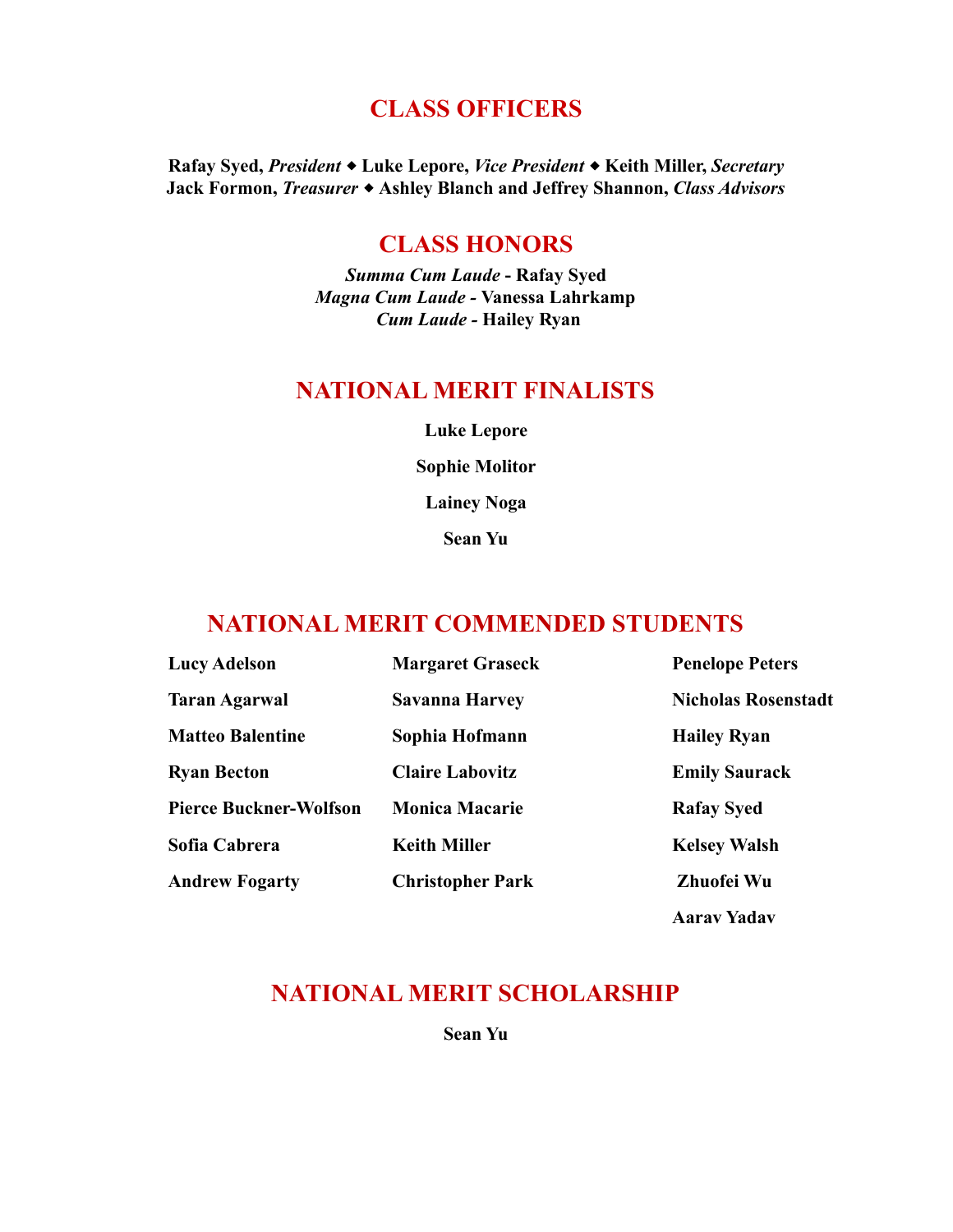## CLASS OFFICERS

**Rafay Syed, *President* ◆ Luke Lepore, *Vice President* ◆ Keith Miller, *Secretary***
**Jack Formon, *Treasurer* ◆ Ashley Blanch and Jeffrey Shannon, *Class Advisors***

## CLASS HONORS

***Summa Cum Laude* - Rafay Syed**
***Magna Cum Laude* - Vanessa Lahrkamp**
***Cum Laude* - Hailey Ryan**

## NATIONAL MERIT FINALISTS

**Luke Lepore**

**Sophie Molitor**

**Lainey Noga**

**Sean Yu**

## NATIONAL MERIT COMMENDED STUDENTS

**Lucy Adelson**

**Taran Agarwal**

**Matteo Balentine**

**Ryan Becton**

**Pierce Buckner-Wolfson**

**Sofia Cabrera**

**Andrew Fogarty**

**Margaret Graseck**

**Savanna Harvey**

**Sophia Hofmann**

**Claire Labovitz**

**Monica Macarie**

**Keith Miller**

**Christopher Park**

**Penelope Peters**

**Nicholas Rosenstadt**

**Hailey Ryan**

**Emily Saurack**

**Rafay Syed**

**Kelsey Walsh**

**Zhuofei Wu**

**Aarav Yadav**

## NATIONAL MERIT SCHOLARSHIP

**Sean Yu**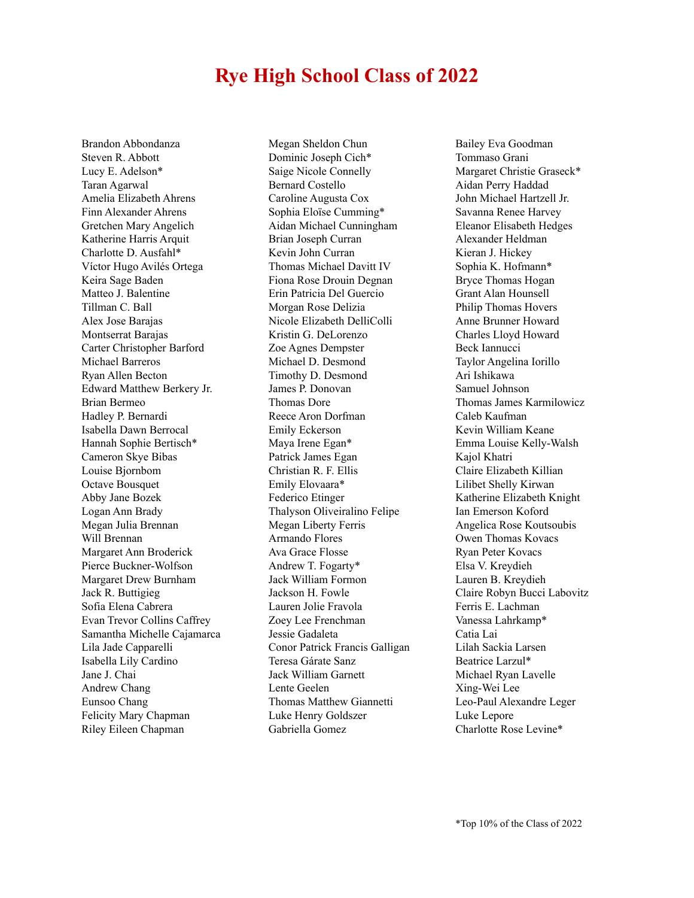# Rye High School Class of 2022

Brandon Abbondanza
Steven R. Abbott
Lucy E. Adelson*
Taran Agarwal
Amelia Elizabeth Ahrens
Finn Alexander Ahrens
Gretchen Mary Angelich
Katherine Harris Arquit
Charlotte D. Ausfahl*
Víctor Hugo Avilés Ortega
Keira Sage Baden
Matteo J. Balentine
Tillman C. Ball
Alex Jose Barajas
Montserrat Barajas
Carter Christopher Barford
Michael Barreros
Ryan Allen Becton
Edward Matthew Berkery Jr.
Brian Bermeo
Hadley P. Bernardi
Isabella Dawn Berrocal
Hannah Sophie Bertisch*
Cameron Skye Bibas
Louise Bjornbom
Octave Bousquet
Abby Jane Bozek
Logan Ann Brady
Megan Julia Brennan
Will Brennan
Margaret Ann Broderick
Pierce Buckner-Wolfson
Margaret Drew Burnham
Jack R. Buttigieg
Sofia Elena Cabrera
Evan Trevor Collins Caffrey
Samantha Michelle Cajamarca
Lila Jade Capparelli
Isabella Lily Cardino
Jane J. Chai
Andrew Chang
Eunsoo Chang
Felicity Mary Chapman
Riley Eileen Chapman
Megan Sheldon Chun
Dominic Joseph Cich*
Saige Nicole Connelly
Bernard Costello
Caroline Augusta Cox
Sophia Eloïse Cumming*
Aidan Michael Cunningham
Brian Joseph Curran
Kevin John Curran
Thomas Michael Davitt IV
Fiona Rose Drouin Degnan
Erin Patricia Del Guercio
Morgan Rose Delizia
Nicole Elizabeth DelliColli
Kristin G. DeLorenzo
Zoe Agnes Dempster
Michael D. Desmond
Timothy D. Desmond
James P. Donovan
Thomas Dore
Reece Aron Dorfman
Emily Eckerson
Maya Irene Egan*
Patrick James Egan
Christian R. F. Ellis
Emily Elovaara*
Federico Etinger
Thalyson Oliveiralino Felipe
Megan Liberty Ferris
Armando Flores
Ava Grace Flosse
Andrew T. Fogarty*
Jack William Formon
Jackson H. Fowle
Lauren Jolie Fravola
Zoey Lee Frenchman
Jessie Gadaleta
Conor Patrick Francis Galligan
Teresa Gárate Sanz
Jack William Garnett
Lente Geelen
Thomas Matthew Giannetti
Luke Henry Goldszer
Gabriella Gomez
Bailey Eva Goodman
Tommaso Grani
Margaret Christie Graseck*
Aidan Perry Haddad
John Michael Hartzell Jr.
Savanna Renee Harvey
Eleanor Elisabeth Hedges
Alexander Heldman
Kieran J. Hickey
Sophia K. Hofmann*
Bryce Thomas Hogan
Grant Alan Hounsell
Philip Thomas Hovers
Anne Brunner Howard
Charles Lloyd Howard
Beck Iannucci
Taylor Angelina Iorillo
Ari Ishikawa
Samuel Johnson
Thomas James Karmilowicz
Caleb Kaufman
Kevin William Keane
Emma Louise Kelly-Walsh
Kajol Khatri
Claire Elizabeth Killian
Lilibet Shelly Kirwan
Katherine Elizabeth Knight
Ian Emerson Koford
Angelica Rose Koutsoubis
Owen Thomas Kovacs
Ryan Peter Kovacs
Elsa V. Kreydieh
Lauren B. Kreydieh
Claire Robyn Bucci Labovitz
Ferris E. Lachman
Vanessa Lahrkamp*
Catia Lai
Lilah Sackia Larsen
Beatrice Larzul*
Michael Ryan Lavelle
Xing-Wei Lee
Leo-Paul Alexandre Leger
Luke Lepore
Charlotte Rose Levine*

*Top 10% of the Class of 2022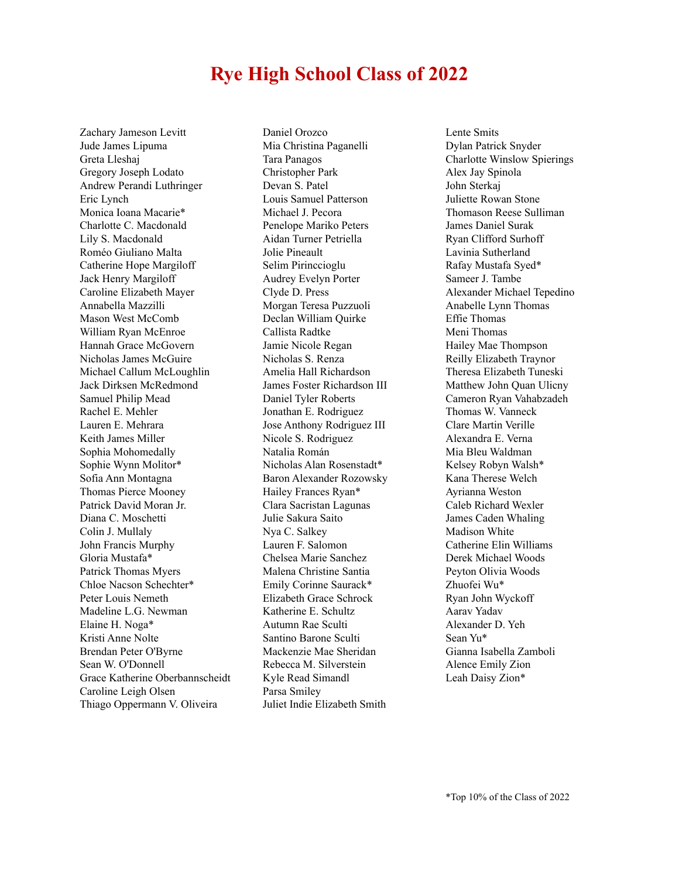# Rye High School Class of 2022

Zachary Jameson Levitt
Jude James Lipuma
Greta Lleshaj
Gregory Joseph Lodato
Andrew Perandi Luthringer
Eric Lynch
Monica Ioana Macarie*
Charlotte C. Macdonald
Lily S. Macdonald
Roméo Giuliano Malta
Catherine Hope Margiloff
Jack Henry Margiloff
Caroline Elizabeth Mayer
Annabella Mazzilli
Mason West McComb
William Ryan McEnroe
Hannah Grace McGovern
Nicholas James McGuire
Michael Callum McLoughlin
Jack Dirksen McRedmond
Samuel Philip Mead
Rachel E. Mehler
Lauren E. Mehrara
Keith James Miller
Sophia Mohomedally
Sophie Wynn Molitor*
Sofia Ann Montagna
Thomas Pierce Mooney
Patrick David Moran Jr.
Diana C. Moschetti
Colin J. Mullaly
John Francis Murphy
Gloria Mustafa*
Patrick Thomas Myers
Chloe Nacson Schechter*
Peter Louis Nemeth
Madeline L.G. Newman
Elaine H. Noga*
Kristi Anne Nolte
Brendan Peter O'Byrne
Sean W. O'Donnell
Grace Katherine Oberbannscheidt
Caroline Leigh Olsen
Thiago Oppermann V. Oliveira
Daniel Orozco
Mia Christina Paganelli
Tara Panagos
Christopher Park
Devan S. Patel
Louis Samuel Patterson
Michael J. Pecora
Penelope Mariko Peters
Aidan Turner Petriella
Jolie Pineault
Selim Pirinccioglu
Audrey Evelyn Porter
Clyde D. Press
Morgan Teresa Puzzuoli
Declan William Quirke
Callista Radtke
Jamie Nicole Regan
Nicholas S. Renza
Amelia Hall Richardson
James Foster Richardson III
Daniel Tyler Roberts
Jonathan E. Rodriguez
Jose Anthony Rodriguez III
Nicole S. Rodriguez
Natalia Román
Nicholas Alan Rosenstadt*
Baron Alexander Rozowsky
Hailey Frances Ryan*
Clara Sacristan Lagunas
Julie Sakura Saito
Nya C. Salkey
Lauren F. Salomon
Chelsea Marie Sanchez
Malena Christine Santia
Emily Corinne Saurack*
Elizabeth Grace Schrock
Katherine E. Schultz
Autumn Rae Sculti
Santino Barone Sculti
Mackenzie Mae Sheridan
Rebecca M. Silverstein
Kyle Read Simandl
Parsa Smiley
Juliet Indie Elizabeth Smith
Lente Smits
Dylan Patrick Snyder
Charlotte Winslow Spierings
Alex Jay Spinola
John Sterkaj
Juliette Rowan Stone
Thomason Reese Sulliman
James Daniel Surak
Ryan Clifford Surhoff
Lavinia Sutherland
Rafay Mustafa Syed*
Sameer J. Tambe
Alexander Michael Tepedino
Anabelle Lynn Thomas
Effie Thomas
Meni Thomas
Hailey Mae Thompson
Reilly Elizabeth Traynor
Theresa Elizabeth Tuneski
Matthew John Quan Ulicny
Cameron Ryan Vahabzadeh
Thomas W. Vanneck
Clare Martin Verille
Alexandra E. Verna
Mia Bleu Waldman
Kelsey Robyn Walsh*
Kana Therese Welch
Ayrianna Weston
Caleb Richard Wexler
James Caden Whaling
Madison White
Catherine Elin Williams
Derek Michael Woods
Peyton Olivia Woods
Zhuofei Wu*
Ryan John Wyckoff
Aarav Yadav
Alexander D. Yeh
Sean Yu*
Gianna Isabella Zamboli
Alence Emily Zion
Leah Daisy Zion*

*Top 10% of the Class of 2022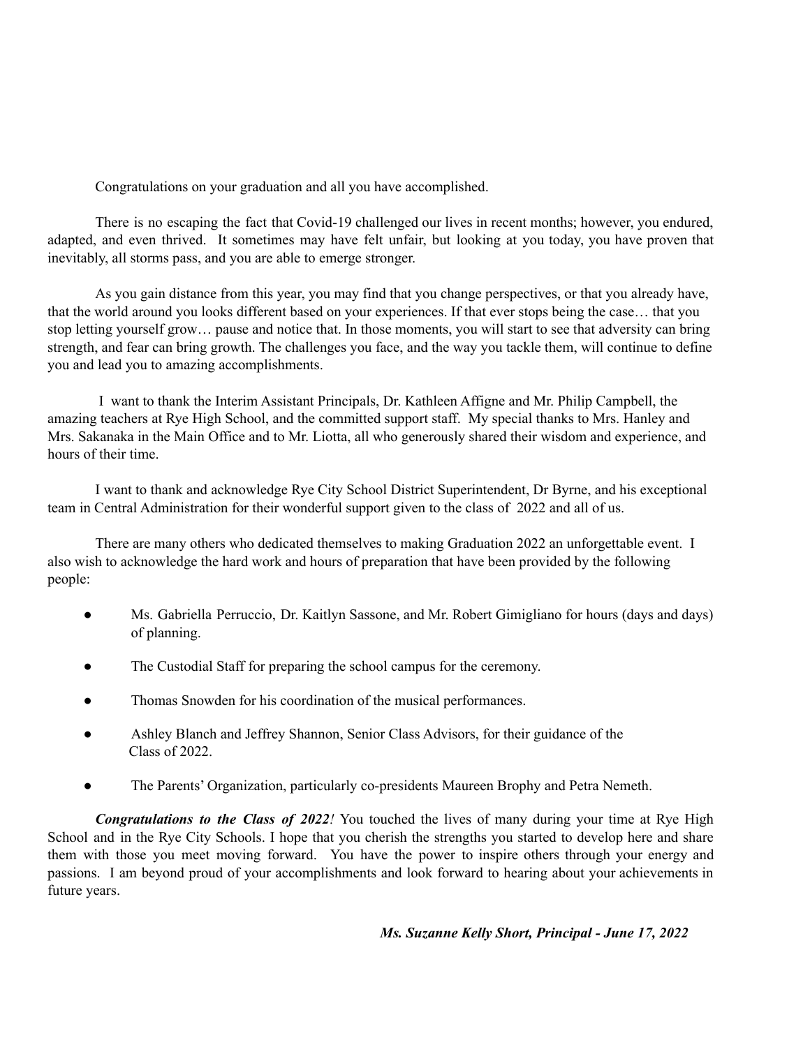Congratulations on your graduation and all you have accomplished.

There is no escaping the fact that Covid-19 challenged our lives in recent months; however, you endured, adapted, and even thrived. It sometimes may have felt unfair, but looking at you today, you have proven that inevitably, all storms pass, and you are able to emerge stronger.

As you gain distance from this year, you may find that you change perspectives, or that you already have, that the world around you looks different based on your experiences. If that ever stops being the case… that you stop letting yourself grow… pause and notice that. In those moments, you will start to see that adversity can bring strength, and fear can bring growth. The challenges you face, and the way you tackle them, will continue to define you and lead you to amazing accomplishments.

I want to thank the Interim Assistant Principals, Dr. Kathleen Affigne and Mr. Philip Campbell, the amazing teachers at Rye High School, and the committed support staff. My special thanks to Mrs. Hanley and Mrs. Sakanaka in the Main Office and to Mr. Liotta, all who generously shared their wisdom and experience, and hours of their time.

I want to thank and acknowledge Rye City School District Superintendent, Dr Byrne, and his exceptional team in Central Administration for their wonderful support given to the class of 2022 and all of us.

There are many others who dedicated themselves to making Graduation 2022 an unforgettable event. I also wish to acknowledge the hard work and hours of preparation that have been provided by the following people:

- Ms. Gabriella Perruccio, Dr. Kaitlyn Sassone, and Mr. Robert Gimigliano for hours (days and days) of planning.
- The Custodial Staff for preparing the school campus for the ceremony.
- Thomas Snowden for his coordination of the musical performances.
- Ashley Blanch and Jeffrey Shannon, Senior Class Advisors, for their guidance of the Class of 2022.
- The Parents' Organization, particularly co-presidents Maureen Brophy and Petra Nemeth.

***Congratulations to the Class of 2022!*** You touched the lives of many during your time at Rye High School and in the Rye City Schools. I hope that you cherish the strengths you started to develop here and share them with those you meet moving forward. You have the power to inspire others through your energy and passions. I am beyond proud of your accomplishments and look forward to hearing about your achievements in future years.

***Ms. Suzanne Kelly Short, Principal - June 17, 2022***